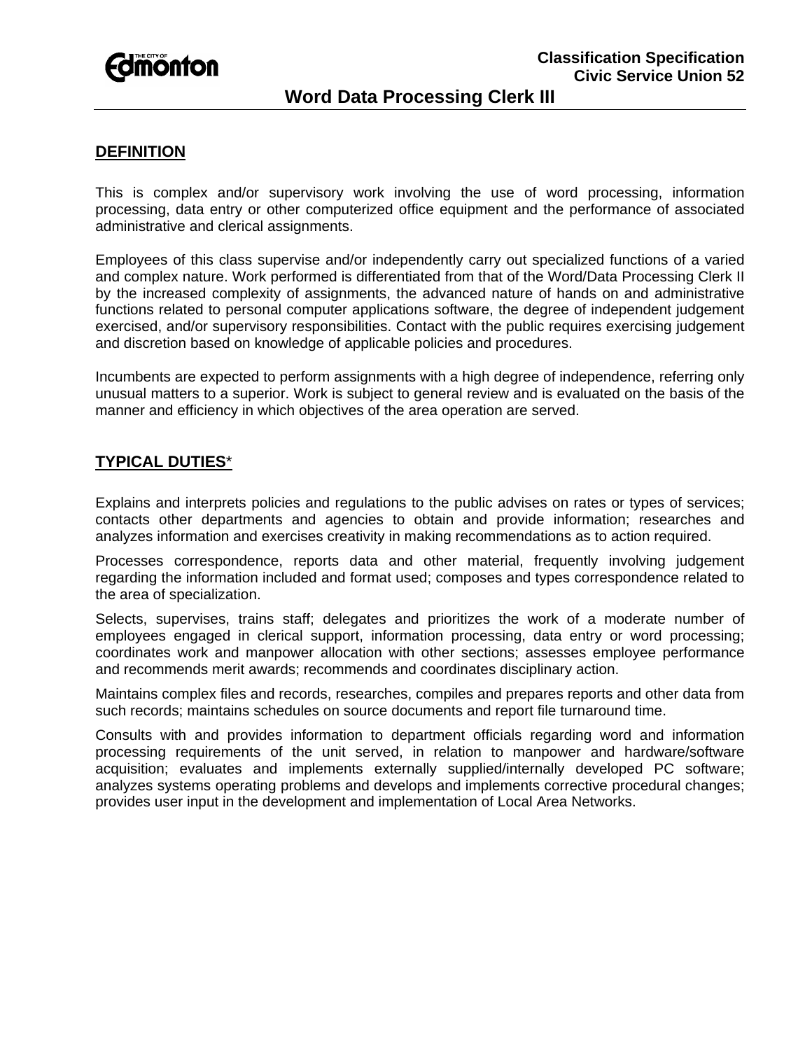**Classification Specification**
**Civic Service Union 52**

# Word Data Processing Clerk III

## DEFINITION

This is complex and/or supervisory work involving the use of word processing, information processing, data entry or other computerized office equipment and the performance of associated administrative and clerical assignments.

Employees of this class supervise and/or independently carry out specialized functions of a varied and complex nature. Work performed is differentiated from that of the Word/Data Processing Clerk II by the increased complexity of assignments, the advanced nature of hands on and administrative functions related to personal computer applications software, the degree of independent judgement exercised, and/or supervisory responsibilities. Contact with the public requires exercising judgement and discretion based on knowledge of applicable policies and procedures.

Incumbents are expected to perform assignments with a high degree of independence, referring only unusual matters to a superior. Work is subject to general review and is evaluated on the basis of the manner and efficiency in which objectives of the area operation are served.

## TYPICAL DUTIES*

Explains and interprets policies and regulations to the public advises on rates or types of services; contacts other departments and agencies to obtain and provide information; researches and analyzes information and exercises creativity in making recommendations as to action required.

Processes correspondence, reports data and other material, frequently involving judgement regarding the information included and format used; composes and types correspondence related to the area of specialization.

Selects, supervises, trains staff; delegates and prioritizes the work of a moderate number of employees engaged in clerical support, information processing, data entry or word processing; coordinates work and manpower allocation with other sections; assesses employee performance and recommends merit awards; recommends and coordinates disciplinary action.

Maintains complex files and records, researches, compiles and prepares reports and other data from such records; maintains schedules on source documents and report file turnaround time.

Consults with and provides information to department officials regarding word and information processing requirements of the unit served, in relation to manpower and hardware/software acquisition; evaluates and implements externally supplied/internally developed PC software; analyzes systems operating problems and develops and implements corrective procedural changes; provides user input in the development and implementation of Local Area Networks.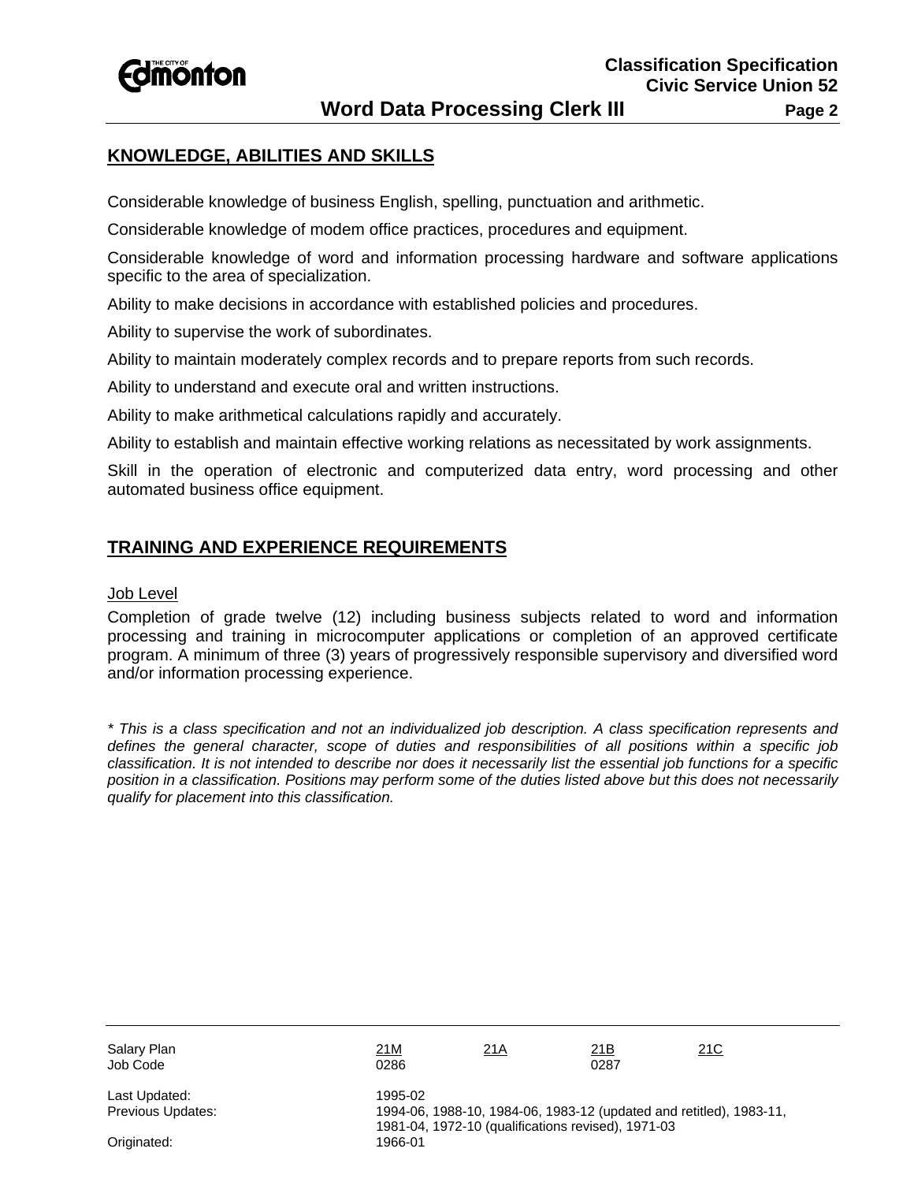## KNOWLEDGE, ABILITIES AND SKILLS

Considerable knowledge of business English, spelling, punctuation and arithmetic.

Considerable knowledge of modem office practices, procedures and equipment.

Considerable knowledge of word and information processing hardware and software applications specific to the area of specialization.

Ability to make decisions in accordance with established policies and procedures.

Ability to supervise the work of subordinates.

Ability to maintain moderately complex records and to prepare reports from such records.

Ability to understand and execute oral and written instructions.

Ability to make arithmetical calculations rapidly and accurately.

Ability to establish and maintain effective working relations as necessitated by work assignments.

Skill in the operation of electronic and computerized data entry, word processing and other automated business office equipment.

## TRAINING AND EXPERIENCE REQUIREMENTS

Job Level

Completion of grade twelve (12) including business subjects related to word and information processing and training in microcomputer applications or completion of an approved certificate program. A minimum of three (3) years of progressively responsible supervisory and diversified word and/or information processing experience.

*\* This is a class specification and not an individualized job description. A class specification represents and defines the general character, scope of duties and responsibilities of all positions within a specific job classification. It is not intended to describe nor does it necessarily list the essential job functions for a specific position in a classification. Positions may perform some of the duties listed above but this does not necessarily qualify for placement into this classification.*

| | | | | |
|---|---|---|---|---|
| Salary Plan | 21M | 21A | 21B | 21C |
| Job Code | 0286 | | 0287 | |

Last Updated: 1995-02

Previous Updates: 1994-06, 1988-10, 1984-06, 1983-12 (updated and retitled), 1983-11, 1981-04, 1972-10 (qualifications revised), 1971-03

Originated: 1966-01